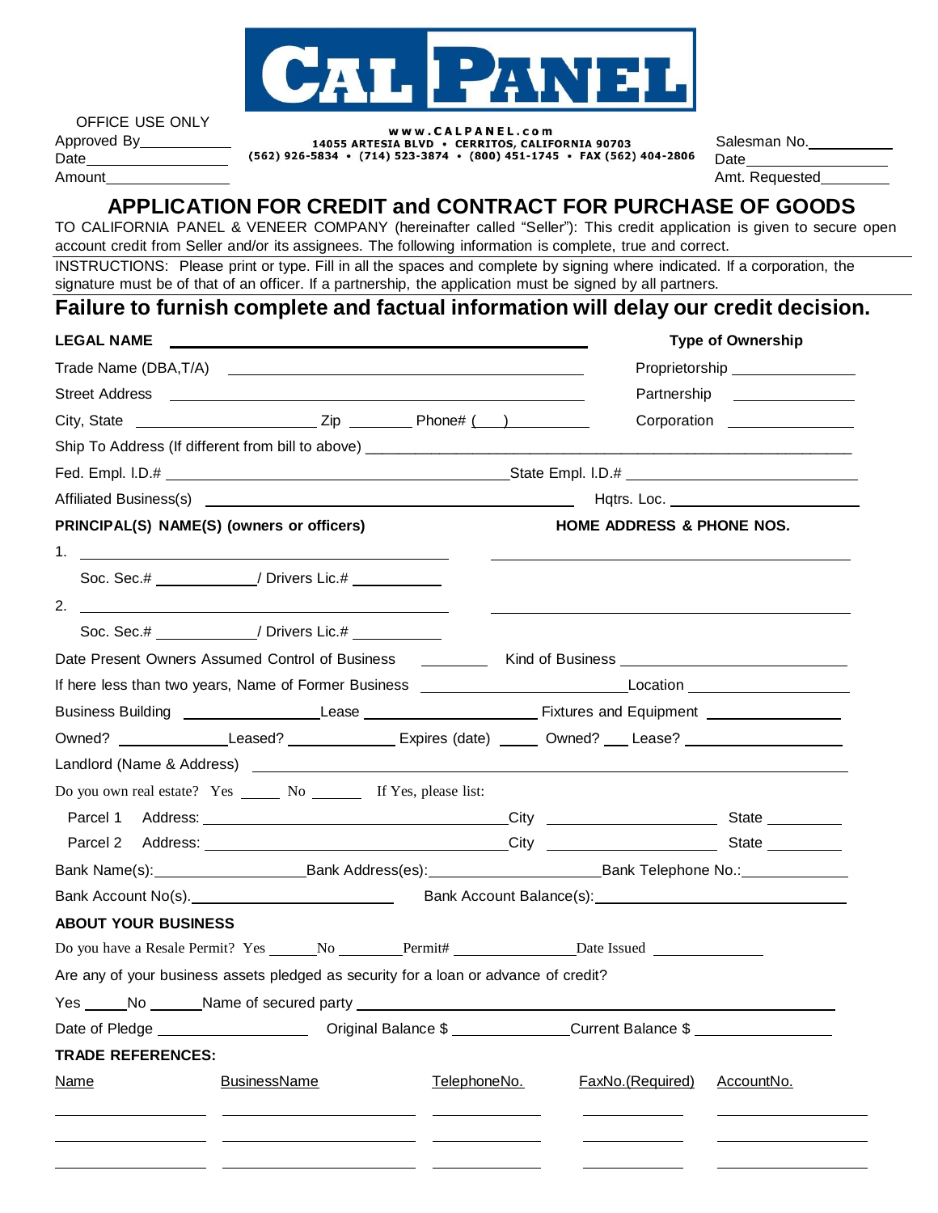# CAL PANEL

OFFICE USE ONLY
Approved By___________
Date_______________
Amount______________

www.CALPANEL.com
14055 ARTESIA BLVD • CERRITOS, CALIFORNIA 90703
(562) 926-5834 • (714) 523-3874 • (800) 451-1745 • FAX (562) 404-2806

Salesman No.__________
Date_______________
Amt. Requested________

## APPLICATION FOR CREDIT and CONTRACT FOR PURCHASE OF GOODS

TO CALIFORNIA PANEL & VENEER COMPANY (hereinafter called "Seller"): This credit application is given to secure open account credit from Seller and/or its assignees. The following information is complete, true and correct.

INSTRUCTIONS: Please print or type. Fill in all the spaces and complete by signing where indicated. If a corporation, the signature must be of that of an officer. If a partnership, the application must be signed by all partners.

### Failure to furnish complete and factual information will delay our credit decision.

**LEGAL NAME** ______________________________

Trade Name (DBA,T/A) ______________________________

Street Address ______________________________

City, State ____________ Zip ________ Phone# (___) __________

**Type of Ownership**

Proprietorship ____________

Partnership ____________

Corporation ____________

Ship To Address (If different from bill to above) ______________________________

Fed. Empl. I.D.# ______________________ State Empl. I.D.# ______________________

Affiliated Business(s) ______________________ Hqtrs. Loc. ______________

**PRINCIPAL(S) NAME(S) (owners or officers)** | **HOME ADDRESS & PHONE NOS.**

1. ______________________ ______________________

Soc. Sec.# ___________/ Drivers Lic.# __________

2. ______________________ ______________________

Soc. Sec.# ___________/ Drivers Lic.# __________

Date Present Owners Assumed Control of Business ________ Kind of Business ______________

If here less than two years, Name of Former Business ______________ Location ______________

Business Building ______________ Lease ______________ Fixtures and Equipment ______________

Owned? ____________ Leased? ____________ Expires (date) _____ Owned? ___ Lease? ______________

Landlord (Name & Address) ______________________________

Do you own real estate? Yes _____ No ______ If Yes, please list:

Parcel 1 Address: ______________________ City ______________ State ________

Parcel 2 Address: ______________________ City ______________ State ________

Bank Name(s):______________ Bank Address(es):______________ Bank Telephone No.:__________

Bank Account No(s).______________________ Bank Account Balance(s):______________________

**ABOUT YOUR BUSINESS**

Do you have a Resale Permit? Yes ______No ________Permit# ______________Date Issued ____________

Are any of your business assets pledged as security for a loan or advance of credit?

Yes _____No ______Name of secured party ______________________________

Date of Pledge ______________ Original Balance $ ____________Current Balance $ ______________

**TRADE REFERENCES:**

| Name | BusinessName | TelephoneNo. | FaxNo.(Required) | AccountNo. |
|---|---|---|---|---|
| | | | | |
| | | | | |
| | | | | |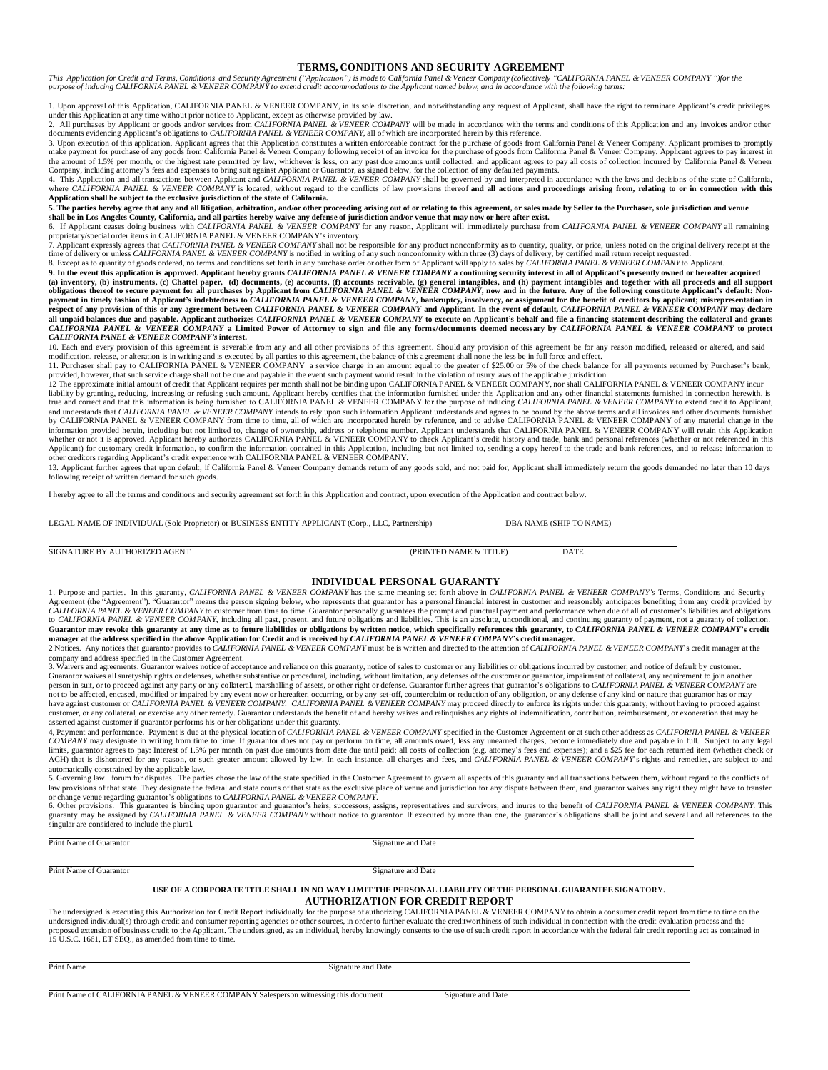## TERMS, CONDITIONS AND SECURITY AGREEMENT

*This Application for Credit and Terms, Conditions and Security Agreement ("Application") is mode to California Panel & Veneer Company (collectively "CALIFORNIA PANEL & VENEER COMPANY ")for the purpose of inducing CALIFORNIA PANEL & VENEER COMPANY to extend credit accommodations to the Applicant named below, and in accordance with the following terms:*

1. Upon approval of this Application, CALIFORNIA PANEL & VENEER COMPANY, in its sole discretion, and notwithstanding any request of Applicant, shall have the right to terminate Applicant's credit privileges under this Application at any time without prior notice to Applicant, except as otherwise provided by law.

2. All purchases by Applicant or goods and/or services from *CALIFORNIA PANEL & VENEER COMPANY* will be made in accordance with the terms and conditions of this Application and any invoices and/or other documents evidencing Applicant's obligations to *CALIFORNIA PANEL & VENEER COMPANY*, all of which are incorporated herein by this reference.

3. Upon execution of this application, Applicant agrees that this Application constitutes a written enforceable contract for the purchase of goods from California Panel & Veneer Company. Applicant promises to promptly make payment for purchase of any goods from California Panel & Veneer Company following receipt of an invoice for the purchase of goods from California Panel & Veneer Company. Applicant agrees to pay interest in the amount of 1.5% per month, or the highest rate permitted by law, whichever is less, on any past due amounts until collected, and applicant agrees to pay all costs of collection incurred by California Panel & Veneer Company, including attorney's fees and expenses to bring suit against Applicant or Guarantor, as signed below, for the collection of any defaulted payments.

**4.** This Application and all transactions between Applicant and *CALIFORNIA PANEL & VENEER COMPANY* shall be governed by and interpreted in accordance with the laws and decisions of the state of California, where *CALIFORNIA PANEL & VENEER COMPANY* is located, without regard to the conflicts of law provisions thereof **and all actions and proceedings arising from, relating to or in connection with this Application shall be subject to the exclusive jurisdiction of the state of California.**

**5. The parties hereby agree that any and all litigation, arbitration, and/or other proceeding arising out of or relating to this agreement, or sales made by Seller to the Purchaser, sole jurisdiction and venue shall be in Los Angeles County, California, and all parties hereby waive any defense of jurisdiction and/or venue that may now or here after exist.**

6. If Applicant ceases doing business with *CALIFORNIA PANEL & VENEER COMPANY* for any reason, Applicant will immediately purchase from *CALIFORNIA PANEL & VENEER COMPANY* all remaining proprietary/special order items in CALIFORNIA PANEL & VENEER COMPANY's inventory.

7. Applicant expressly agrees that *CALIFORNIA PANEL & VENEER COMPANY* shall not be responsible for any product nonconformity as to quantity, quality, or price, unless noted on the original delivery receipt at the time of delivery or unless *CALIFORNIA PANEL & VENEER COMPANY* is notified in writing of any such nonconformity within three (3) days of delivery, by certified mail return receipt requested.

8. Except as to quantity of goods ordered, no terms and conditions set forth in any purchase order or other form of Applicant will apply to sales by *CALIFORNIA PANEL & VENEER COMPANY* to Applicant.

**9. In the event this application is approved. Applicant hereby grants *CALIFORNIA PANEL & VENEER COMPANY* a continuing security interest in all of Applicant's presently owned or hereafter acquired (a) inventory, (b) instruments, (c) Chattel paper, (d) documents, (e) accounts, (f) accounts receivable, (g) general intangibles, and (h) payment intangibles and together with all proceeds and all support obligations thereof to secure payment for all purchases by Applicant from *CALIFORNIA PANEL & VENEER COMPANY*, now and in the future. Any of the following constitute Applicant's default: Non-payment in timely fashion of Applicant's indebtedness to *CALIFORNIA PANEL & VENEER COMPANY*, bankruptcy, insolvency, or assignment for the benefit of creditors by applicant; misrepresentation in respect of any provision of this or any agreement between *CALIFORNIA PANEL & VENEER COMPANY* and Applicant. In the event of default, *CALIFORNIA PANEL & VENEER COMPANY* may declare all unpaid balances due and payable. Applicant authorizes *CALIFORNIA PANEL & VENEER COMPANY* to execute on Applicant's behalf and file a financing statement describing the collateral and grants *CALIFORNIA PANEL & VENEER COMPANY* a Limited Power of Attorney to sign and file any forms/documents deemed necessary by *CALIFORNIA PANEL & VENEER COMPANY* to protect *CALIFORNIA PANEL & VENEER COMPANY's* interest.**

10. Each and every provision of this agreement is severable from any and all other provisions of this agreement. Should any provision of this agreement be for any reason modified, released or altered, and said modification, release, or alteration is in writing and is executed by all parties to this agreement, the balance of this agreement shall none the less be in full force and effect.

11. Purchaser shall pay to CALIFORNIA PANEL & VENEER COMPANY a service charge in an amount equal to the greater of $25.00 or 5% of the check balance for all payments returned by Purchaser's bank, provided, however, that such service charge shall not be due and payable in the event such payment would result in the violation of usury laws of the applicable jurisdiction.

12 The approximate initial amount of credit that Applicant requires per month shall not be binding upon CALIFORNIA PANEL & VENEER COMPANY, nor shall CALIFORNIA PANEL & VENEER COMPANY incur liability by granting, reducing, increasing or refusing such amount. Applicant hereby certifies that the information furnished under this Application and any other financial statements furnished in connection herewith, is true and correct and that this information is being furnished to CALIFORNIA PANEL & VENEER COMPANY for the purpose of inducing *CALIFORNIA PANEL & VENEER COMPANY* to extend credit to Applicant, and understands that *CALIFORNIA PANEL & VENEER COMPANY* intends to rely upon such information Applicant understands and agrees to be bound by the above terms and all invoices and other documents furnished by CALIFORNIA PANEL & VENEER COMPANY from time to time, all of which are incorporated herein by reference, and to advise CALIFORNIA PANEL & VENEER COMPANY of any material change in the information provided herein, including but not limited to, change of ownership, address or telephone number. Applicant understands that CALIFORNIA PANEL & VENEER COMPANY will retain this Application whether or not it is approved. Applicant hereby authorizes CALIFORNIA PANEL & VENEER COMPANY to check Applicant's credit history and trade, bank and personal references (whether or not referenced in this Applicant) for customary credit information, to confirm the information contained in this Application, including but not limited to, sending a copy hereof to the trade and bank references, and to release information to other creditors regarding Applicant's credit experience with CALIFORNIA PANEL & VENEER COMPANY.

13. Applicant further agrees that upon default, if California Panel & Veneer Company demands return of any goods sold, and not paid for, Applicant shall immediately return the goods demanded no later than 10 days following receipt of written demand for such goods.

I hereby agree to all the terms and conditions and security agreement set forth in this Application and contract, upon execution of the Application and contract below.

LEGAL NAME OF INDIVIDUAL (Sole Proprietor) or BUSINESS ENTITY APPLICANT (Corp., LLC, Partnership) ____________ DBA NAME (SHIP TO NAME) ____________

SIGNATURE BY AUTHORIZED AGENT ____________ (PRINTED NAME & TITLE) ____________ DATE ____________

## INDIVIDUAL PERSONAL GUARANTY

1. Purpose and parties. In this guaranty, *CALIFORNIA PANEL & VENEER COMPANY* has the same meaning set forth above in *CALIFORNIA PANEL & VENEER COMPANY's* Terms, Conditions and Security Agreement (the "Agreement"). "Guarantor" means the person signing below, who represents that guarantor has a personal financial interest in customer and reasonably anticipates benefiting from any credit provided by *CALIFORNIA PANEL & VENEER COMPANY* to customer from time to time. Guarantor personally guarantees the prompt and punctual payment and performance when due of all of customer's liabilities and obligations to *CALIFORNIA PANEL & VENEER COMPANY*, including all past, present, and future obligations and liabilities. This is an absolute, unconditional, and continuing guaranty of payment, not a guaranty of collection. **Guarantor may revoke this guaranty at any time as to future liabilities or obligations by written notice, which specifically references this guaranty, to *CALIFORNIA PANEL & VENEER COMPANY*'s credit manager at the address specified in the above Application for Credit and is received by *CALIFORNIA PANEL & VENEER COMPANY*'s credit manager.**

2 Notices. Any notices that guarantor provides to *CALIFORNIA PANEL & VENEER COMPANY* must be is written and directed to the attention of *CALIFORNIA PANEL & VENEER COMPANY*'s credit manager at the company and address specified in the Customer Agreement.

3. Waivers and agreements. Guarantor waives notice of acceptance and reliance on this guaranty, notice of sales to customer or any liabilities or obligations incurred by customer, and notice of default by customer. Guarantor waives all suretyship rights or defenses, whether substantive or procedural, including, without limitation, any defenses of the customer or guarantor, impairment of collateral, any requirement to join another person in suit, or to proceed against any party or any collateral, marshalling of assets, or other right or defense. Guarantor further agrees that guarantor's obligations to *CALIFORNIA PANEL & VENEER COMPANY* are not to be affected, encased, modified or impaired by any event now or hereafter, occurring, or by any set-off, counterclaim or reduction of any obligation, or any defense of any kind or nature that guarantor has or may have against customer or *CALIFORNIA PANEL & VENEER COMPANY*. *CALIFORNIA PANEL & VENEER COMPANY* may proceed directly to enforce its rights under this guaranty, without having to proceed against customer, or any collateral, or exercise any other remedy. Guarantor understands the benefit of and hereby waives and relinquishes any rights of indemnification, contribution, reimbursement, or exoneration that may be asserted against customer if guarantor performs his or her obligations under this guaranty.

4, Payment and performance. Payment is due at the physical location of *CALIFORNIA PANEL & VENEER COMPANY* specified in the Customer Agreement or at such other address as *CALIFORNIA PANEL & VENEER COMPANY* may designate in writing from time to time. If guarantor does not pay or perform on time, all amounts owed, less any unearned charges, become immediately due and payable in full. Subject to any legal limits, guarantor agrees to pay: Interest of 1.5% per month on past due amounts from date due until paid; all costs of collection (e.g. attorney's fees end expenses); and a $25 fee for each returned item (whether check or ACH) that is dishonored for any reason, or such greater amount allowed by law. In each instance, all charges and fees, and *CALIFORNIA PANEL & VENEER COMPANY*'s rights and remedies, are subject to and automatically constrained by the applicable law.

5. Governing law. forum for disputes. The parties chose the law of the state specified in the Customer Agreement to govern all aspects of this guaranty and all transactions between them, without regard to the conflicts of law provisions of that state. They designate the federal and state courts of that state as the exclusive place of venue and jurisdiction for any dispute between them, and guarantor waives any right they might have to transfer or change venue regarding guarantor's obligations to *CALIFORNIA PANEL & VENEER COMPANY*.

6. Other provisions. This guarantee is binding upon guarantor and guarantor's heirs, successors, assigns, representatives and survivors, and inures to the benefit of *CALIFORNIA PANEL & VENEER COMPANY*. This guaranty may be assigned by *CALIFORNIA PANEL & VENEER COMPANY* without notice to guarantor. If executed by more than one, the guarantor's obligations shall be joint and several and all references to the singular are considered to include the plural.

Print Name of Guarantor ____________ Signature and Date ____________

Print Name of Guarantor ____________ Signature and Date ____________

**USE OF A CORPORATE TITLE SHALL IN NO WAY LIMIT THE PERSONAL LIABILITY OF THE PERSONAL GUARANTEE SIGNATORY.**

## AUTHORIZATION FOR CREDIT REPORT

The undersigned is executing this Authorization for Credit Report individually for the purpose of authorizing CALIFORNIA PANEL & VENEER COMPANY to obtain a consumer credit report from time to time on the undersigned individual(s) through credit and consumer reporting agencies or other sources, in order to further evaluate the creditworthiness of each such individual in connection with the credit evaluation process and the proposed extension of business credit to the Applicant. The undersigned, as an individual, hereby knowingly consents to the use of such credit report in accordance with the federal fair credit reporting act as contained in 15 U.S.C. 1661, ET SEQ., as amended from time to time.

Print Name ____________ Signature and Date ____________

Print Name of CALIFORNIA PANEL & VENEER COMPANY Salesperson witnessing this document ____________ Signature and Date ____________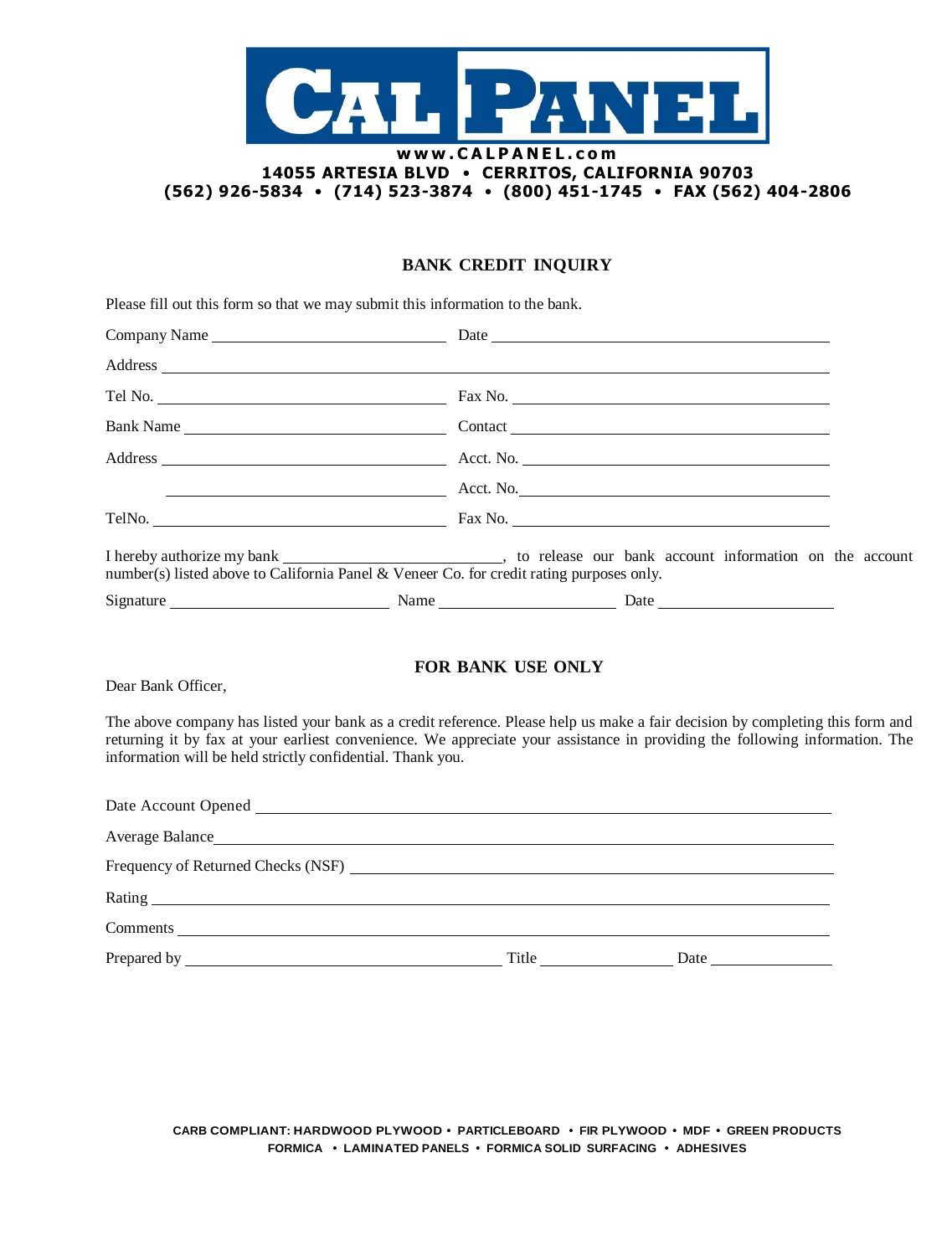# CAL PANEL

**www.CALPANEL.com**
**14055 ARTESIA BLVD • CERRITOS, CALIFORNIA 90703**
**(562) 926-5834 • (714) 523-3874 • (800) 451-1745 • FAX (562) 404-2806**

## BANK CREDIT INQUIRY

Please fill out this form so that we may submit this information to the bank.

Company Name ______________________________ Date ______________________________

Address ____________________________________________________________________

Tel No. ______________________________ Fax No. ______________________________

Bank Name ______________________________ Contact ______________________________

Address ______________________________ Acct. No. ______________________________

______________________________ Acct. No. ______________________________

TelNo. ______________________________ Fax No. ______________________________

I hereby authorize my bank ________________________, to release our bank account information on the account number(s) listed above to California Panel & Veneer Co. for credit rating purposes only.

Signature ______________________ Name ______________________ Date ______________________

## FOR BANK USE ONLY

Dear Bank Officer,

The above company has listed your bank as a credit reference. Please help us make a fair decision by completing this form and returning it by fax at your earliest convenience. We appreciate your assistance in providing the following information. The information will be held strictly confidential. Thank you.

Date Account Opened ____________________________________________________________

Average Balance ____________________________________________________________

Frequency of Returned Checks (NSF) ____________________________________________________________

Rating ____________________________________________________________

Comments ____________________________________________________________

Prepared by ______________________________ Title ________________ Date ________________

**CARB COMPLIANT: HARDWOOD PLYWOOD • PARTICLEBOARD • FIR PLYWOOD • MDF • GREEN PRODUCTS**
**FORMICA • LAMINATED PANELS • FORMICA SOLID SURFACING • ADHESIVES**